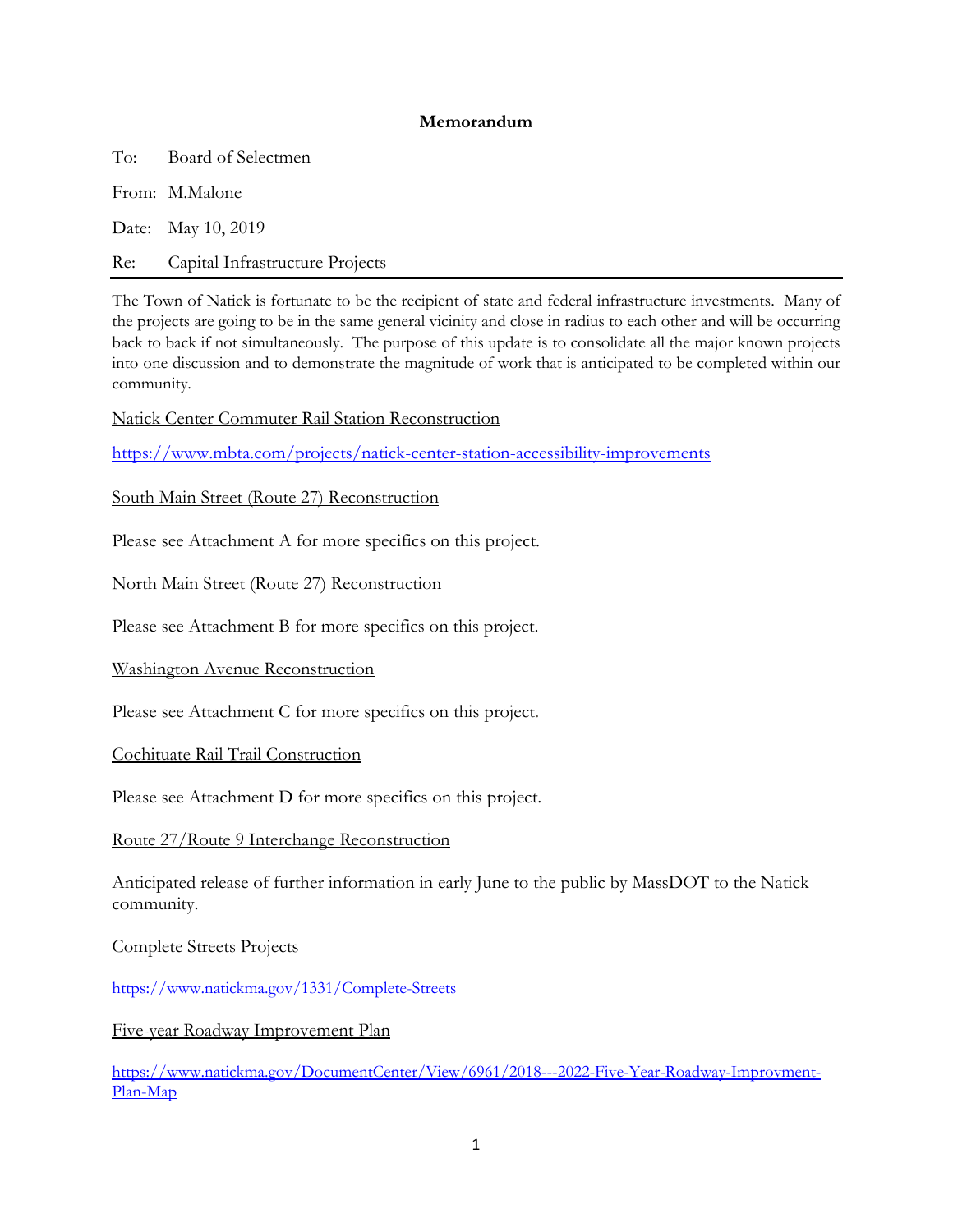**Memorandum**

To: Board of Selectmen

From: M.Malone

Date: May 10, 2019

Re: Capital Infrastructure Projects

---

The Town of Natick is fortunate to be the recipient of state and federal infrastructure investments. Many of the projects are going to be in the same general vicinity and close in radius to each other and will be occurring back to back if not simultaneously. The purpose of this update is to consolidate all the major known projects into one discussion and to demonstrate the magnitude of work that is anticipated to be completed within our community.

<u>Natick Center Commuter Rail Station Reconstruction</u>

https://www.mbta.com/projects/natick-center-station-accessibility-improvements

<u>South Main Street (Route 27) Reconstruction</u>

Please see Attachment A for more specifics on this project.

<u>North Main Street (Route 27) Reconstruction</u>

Please see Attachment B for more specifics on this project.

<u>Washington Avenue Reconstruction</u>

Please see Attachment C for more specifics on this project.

<u>Cochituate Rail Trail Construction</u>

Please see Attachment D for more specifics on this project.

<u>Route 27/Route 9 Interchange Reconstruction</u>

Anticipated release of further information in early June to the public by MassDOT to the Natick community.

<u>Complete Streets Projects</u>

https://www.natickma.gov/1331/Complete-Streets

<u>Five-year Roadway Improvement Plan</u>

https://www.natickma.gov/DocumentCenter/View/6961/2018---2022-Five-Year-Roadway-Improvment-Plan-Map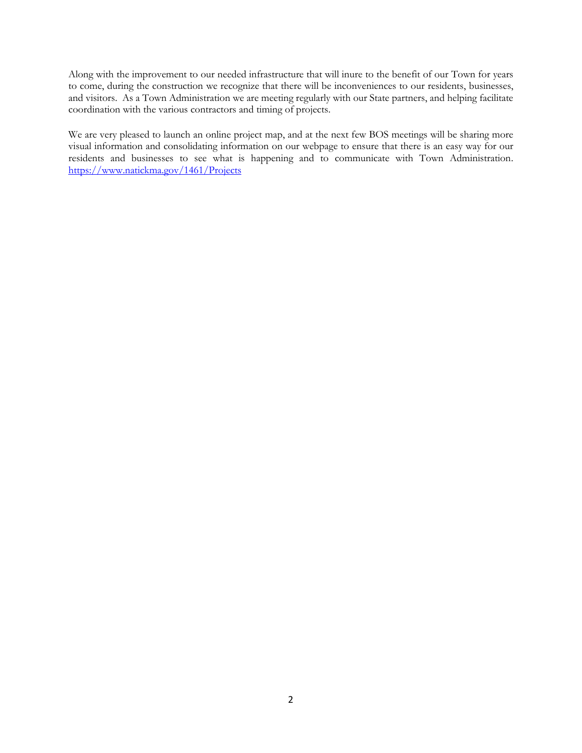Along with the improvement to our needed infrastructure that will inure to the benefit of our Town for years to come, during the construction we recognize that there will be inconveniences to our residents, businesses, and visitors. As a Town Administration we are meeting regularly with our State partners, and helping facilitate coordination with the various contractors and timing of projects.

We are very pleased to launch an online project map, and at the next few BOS meetings will be sharing more visual information and consolidating information on our webpage to ensure that there is an easy way for our residents and businesses to see what is happening and to communicate with Town Administration. [https://www.natickma.gov/1461/Projects](https://www.natickma.gov/1461/Projects)